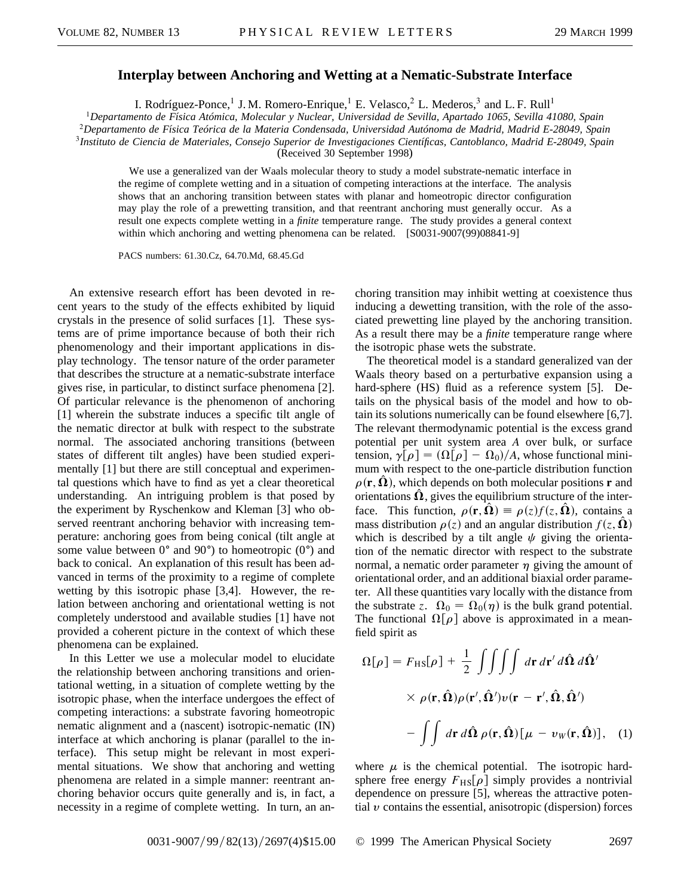# Interplay between Anchoring and Wetting at a Nematic-Substrate Interface

I. Rodríguez-Ponce,[1] J. M. Romero-Enrique,[1] E. Velasco,[2] L. Mederos,[3] and L. F. Rull[1]

[1]*Departamento de Física Atómica, Molecular y Nuclear, Universidad de Sevilla, Apartado 1065, Sevilla 41080, Spain*
[2]*Departamento de Física Teórica de la Materia Condensada, Universidad Autónoma de Madrid, Madrid E-28049, Spain*
[3]*Instituto de Ciencia de Materiales, Consejo Superior de Investigaciones Científicas, Cantoblanco, Madrid E-28049, Spain*
(Received 30 September 1998)

We use a generalized van der Waals molecular theory to study a model substrate-nematic interface in the regime of complete wetting and in a situation of competing interactions at the interface. The analysis shows that an anchoring transition between states with planar and homeotropic director configuration may play the role of a prewetting transition, and that reentrant anchoring must generally occur. As a result one expects complete wetting in a *finite* temperature range. The study provides a general context within which anchoring and wetting phenomena can be related. [S0031-9007(99)08841-9]

PACS numbers: 61.30.Cz, 64.70.Md, 68.45.Gd

An extensive research effort has been devoted in recent years to the study of the effects exhibited by liquid crystals in the presence of solid surfaces [1]. These systems are of prime importance because of both their rich phenomenology and their important applications in display technology. The tensor nature of the order parameter that describes the structure at a nematic-substrate interface gives rise, in particular, to distinct surface phenomena [2]. Of particular relevance is the phenomenon of anchoring [1] wherein the substrate induces a specific tilt angle of the nematic director at bulk with respect to the substrate normal. The associated anchoring transitions (between states of different tilt angles) have been studied experimentally [1] but there are still conceptual and experimental questions which have to find as yet a clear theoretical understanding. An intriguing problem is that posed by the experiment by Ryschenkow and Kleman [3] who observed reentrant anchoring behavior with increasing temperature: anchoring goes from being conical (tilt angle at some value between 0° and 90°) to homeotropic (0°) and back to conical. An explanation of this result has been advanced in terms of the proximity to a regime of complete wetting by this isotropic phase [3,4]. However, the relation between anchoring and orientational wetting is not completely understood and available studies [1] have not provided a coherent picture in the context of which these phenomena can be explained.

In this Letter we use a molecular model to elucidate the relationship between anchoring transitions and orientational wetting, in a situation of complete wetting by the isotropic phase, when the interface undergoes the effect of competing interactions: a substrate favoring homeotropic nematic alignment and a (nascent) isotropic-nematic (IN) interface at which anchoring is planar (parallel to the interface). This setup might be relevant in most experimental situations. We show that anchoring and wetting phenomena are related in a simple manner: reentrant anchoring behavior occurs quite generally and is, in fact, a necessity in a regime of complete wetting. In turn, an anchoring transition may inhibit wetting at coexistence thus inducing a dewetting transition, with the role of the associated prewetting line played by the anchoring transition. As a result there may be a *finite* temperature range where the isotropic phase wets the substrate.

The theoretical model is a standard generalized van der Waals theory based on a perturbative expansion using a hard-sphere (HS) fluid as a reference system [5]. Details on the physical basis of the model and how to obtain its solutions numerically can be found elsewhere [6,7]. The relevant thermodynamic potential is the excess grand potential per unit system area $A$ over bulk, or surface tension, $\gamma[\rho] = (\Omega[\rho] - \Omega_0)/A$, whose functional minimum with respect to the one-particle distribution function $\rho(\mathbf{r}, \hat{\mathbf{\Omega}})$, which depends on both molecular positions $\mathbf{r}$ and orientations $\hat{\mathbf{\Omega}}$, gives the equilibrium structure of the interface. This function, $\rho(\mathbf{r}, \hat{\mathbf{\Omega}}) \equiv \rho(z) f(z, \hat{\mathbf{\Omega}})$, contains a mass distribution $\rho(z)$ and an angular distribution $f(z, \hat{\mathbf{\Omega}})$ which is described by a tilt angle $\psi$ giving the orientation of the nematic director with respect to the substrate normal, a nematic order parameter $\eta$ giving the amount of orientational order, and an additional biaxial order parameter. All these quantities vary locally with the distance from the substrate $z$. $\Omega_0 = \Omega_0(\eta)$ is the bulk grand potential. The functional $\Omega[\rho]$ above is approximated in a mean-field spirit as

$$\Omega[\rho] = F_{\mathrm{HS}}[\rho] + \frac{1}{2} \iiiint d\mathbf{r}\, d\mathbf{r}'\, d\hat{\mathbf{\Omega}}\, d\hat{\mathbf{\Omega}}' \times \rho(\mathbf{r}, \hat{\mathbf{\Omega}}) \rho(\mathbf{r}', \hat{\mathbf{\Omega}}') v(\mathbf{r} - \mathbf{r}', \hat{\mathbf{\Omega}}, \hat{\mathbf{\Omega}}') - \iint d\mathbf{r}\, d\hat{\mathbf{\Omega}}\, \rho(\mathbf{r}, \hat{\mathbf{\Omega}}) [\mu - v_W(\mathbf{r}, \hat{\mathbf{\Omega}})], \quad (1)$$

where $\mu$ is the chemical potential. The isotropic hard-sphere free energy $F_{\mathrm{HS}}[\rho]$ simply provides a nontrivial dependence on pressure [5], whereas the attractive potential $v$ contains the essential, anisotropic (dispersion) forces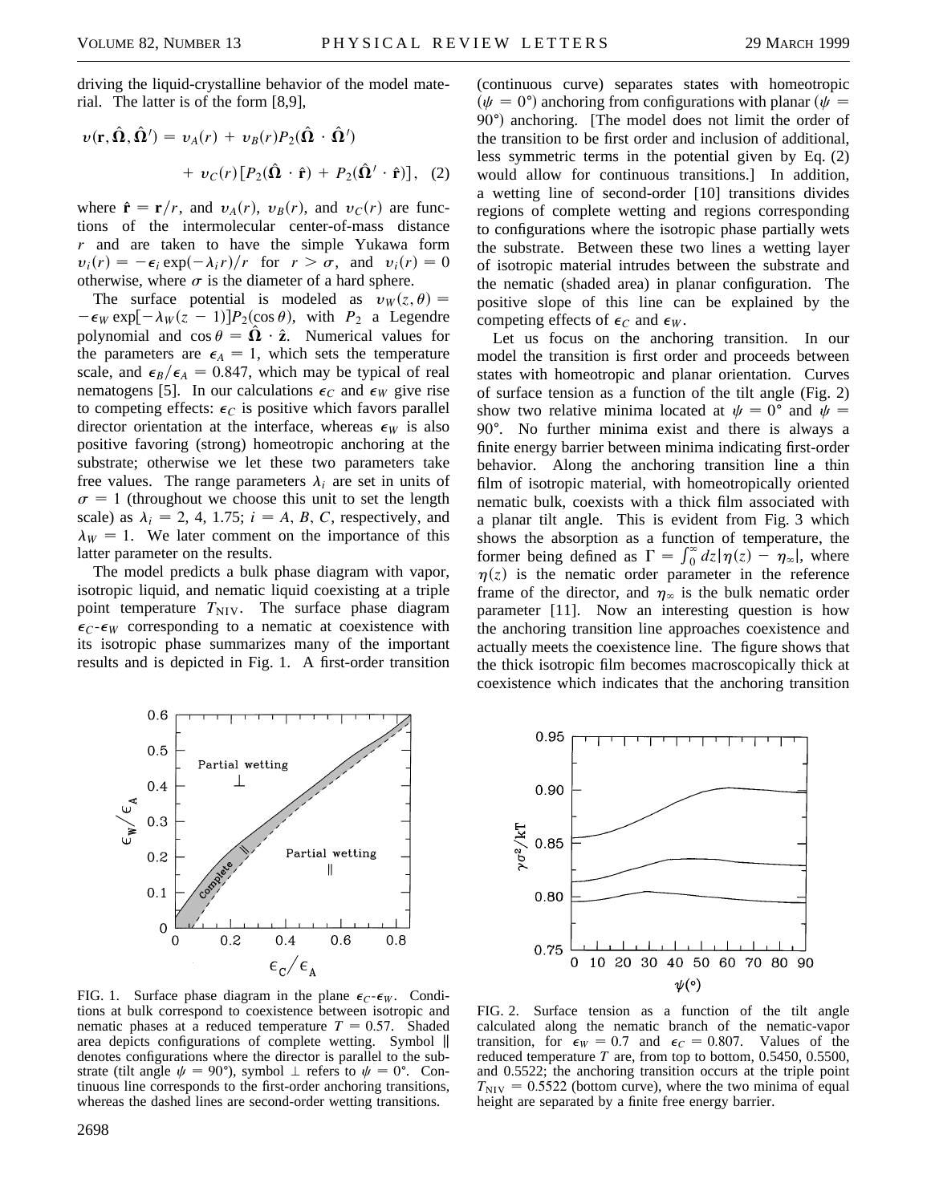driving the liquid-crystalline behavior of the model material. The latter is of the form [8,9],

$$v(\mathbf{r}, \hat{\mathbf{\Omega}}, \hat{\mathbf{\Omega}}') = v_A(r) + v_B(r) P_2(\hat{\mathbf{\Omega}} \cdot \hat{\mathbf{\Omega}}') + v_C(r) [P_2(\hat{\mathbf{\Omega}} \cdot \hat{\mathbf{r}}) + P_2(\hat{\mathbf{\Omega}}' \cdot \hat{\mathbf{r}})], \quad (2)$$

where $\hat{\mathbf{r}} = \mathbf{r}/r$, and $v_A(r)$, $v_B(r)$, and $v_C(r)$ are functions of the intermolecular center-of-mass distance $r$ and are taken to have the simple Yukawa form $v_i(r) = -\epsilon_i \exp(-\lambda_i r)/r$ for $r > \sigma$, and $v_i(r) = 0$ otherwise, where $\sigma$ is the diameter of a hard sphere.

The surface potential is modeled as $v_W(z, \theta) = -\epsilon_W \exp[-\lambda_W(z - 1)] P_2(\cos\theta)$, with $P_2$ a Legendre polynomial and $\cos\theta = \hat{\mathbf{\Omega}} \cdot \hat{\mathbf{z}}$. Numerical values for the parameters are $\epsilon_A = 1$, which sets the temperature scale, and $\epsilon_B/\epsilon_A = 0.847$, which may be typical of real nematogens [5]. In our calculations $\epsilon_C$ and $\epsilon_W$ give rise to competing effects: $\epsilon_C$ is positive which favors parallel director orientation at the interface, whereas $\epsilon_W$ is also positive favoring (strong) homeotropic anchoring at the substrate; otherwise we let these two parameters take free values. The range parameters $\lambda_i$ are set in units of $\sigma = 1$ (throughout we choose this unit to set the length scale) as $\lambda_i = 2, 4, 1.75$; $i = A, B, C$, respectively, and $\lambda_W = 1$. We later comment on the importance of this latter parameter on the results.

The model predicts a bulk phase diagram with vapor, isotropic liquid, and nematic liquid coexisting at a triple point temperature $T_{\mathrm{NIV}}$. The surface phase diagram $\epsilon_C$-$\epsilon_W$ corresponding to a nematic at coexistence with its isotropic phase summarizes many of the important results and is depicted in Fig. 1. A first-order transition (continuous curve) separates states with homeotropic ($\psi = 0°$) anchoring from configurations with planar ($\psi = 90°$) anchoring. [The model does not limit the order of the transition to be first order and inclusion of additional, less symmetric terms in the potential given by Eq. (2) would allow for continuous transitions.] In addition, a wetting line of second-order [10] transitions divides regions of complete wetting and regions corresponding to configurations where the isotropic phase partially wets the substrate. Between these two lines a wetting layer of isotropic material intrudes between the substrate and the nematic (shaded area) in planar configuration. The positive slope of this line can be explained by the competing effects of $\epsilon_C$ and $\epsilon_W$.

Let us focus on the anchoring transition. In our model the transition is first order and proceeds between states with homeotropic and planar orientation. Curves of surface tension as a function of the tilt angle (Fig. 2) show two relative minima located at $\psi = 0°$ and $\psi = 90°$. No further minima exist and there is always a finite energy barrier between minima indicating first-order behavior. Along the anchoring transition line a thin film of isotropic material, with homeotropically oriented nematic bulk, coexists with a thick film associated with a planar tilt angle. This is evident from Fig. 3 which shows the absorption as a function of temperature, the former being defined as $\Gamma = \int_0^\infty dz |\eta(z) - \eta_\infty|$, where $\eta(z)$ is the nematic order parameter in the reference frame of the director, and $\eta_\infty$ is the bulk nematic order parameter [11]. Now an interesting question is how the anchoring transition line approaches coexistence and actually meets the coexistence line. The figure shows that the thick isotropic film becomes macroscopically thick at coexistence which indicates that the anchoring transition

FIG. 1. Surface phase diagram in the plane $\epsilon_C$-$\epsilon_W$. Conditions at bulk correspond to coexistence between isotropic and nematic phases at a reduced temperature $T = 0.57$. Shaded area depicts configurations of complete wetting. Symbol ∥ denotes configurations where the director is parallel to the substrate (tilt angle $\psi = 90°$), symbol ⊥ refers to $\psi = 0°$. Continuous line corresponds to the first-order anchoring transitions, whereas the dashed lines are second-order wetting transitions.

FIG. 2. Surface tension as a function of the tilt angle calculated along the nematic branch of the nematic-vapor transition, for $\epsilon_W = 0.7$ and $\epsilon_C = 0.807$. Values of the reduced temperature $T$ are, from top to bottom, 0.5450, 0.5500, and 0.5522; the anchoring transition occurs at the triple point $T_{\mathrm{NIV}} = 0.5522$ (bottom curve), where the two minima of equal height are separated by a finite free energy barrier.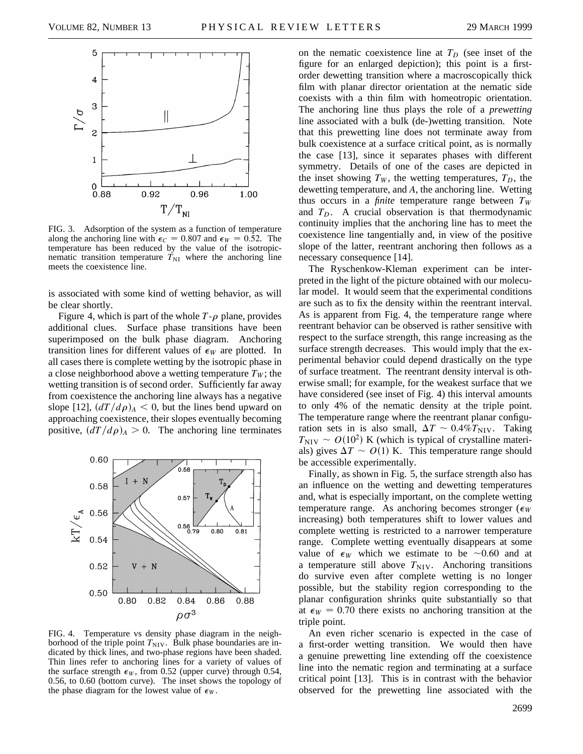FIG. 3. Adsorption of the system as a function of temperature along the anchoring line with $\epsilon_C = 0.807$ and $\epsilon_W = 0.52$. The temperature has been reduced by the value of the isotropic-nematic transition temperature $T_{\rm NI}$ where the anchoring line meets the coexistence line.

is associated with some kind of wetting behavior, as will be clear shortly.

Figure 4, which is part of the whole $T$-$\rho$ plane, provides additional clues. Surface phase transitions have been superimposed on the bulk phase diagram. Anchoring transition lines for different values of $\epsilon_W$ are plotted. In all cases there is complete wetting by the isotropic phase in a close neighborhood above a wetting temperature $T_W$; the wetting transition is of second order. Sufficiently far away from coexistence the anchoring line always has a negative slope [12], $(dT/d\rho)_A < 0$, but the lines bend upward on approaching coexistence, their slopes eventually becoming positive, $(dT/d\rho)_A > 0$. The anchoring line terminates

FIG. 4. Temperature vs density phase diagram in the neighborhood of the triple point $T_{\rm NIV}$. Bulk phase boundaries are indicated by thick lines, and two-phase regions have been shaded. Thin lines refer to anchoring lines for a variety of values of the surface strength $\epsilon_W$, from 0.52 (upper curve) through 0.54, 0.56, to 0.60 (bottom curve). The inset shows the topology of the phase diagram for the lowest value of $\epsilon_W$.

on the nematic coexistence line at $T_D$ (see inset of the figure for an enlarged depiction); this point is a first-order dewetting transition where a macroscopically thick film with planar director orientation at the nematic side coexists with a thin film with homeotropic orientation. The anchoring line thus plays the role of a *prewetting* line associated with a bulk (de-)wetting transition. Note that this prewetting line does not terminate away from bulk coexistence at a surface critical point, as is normally the case [13], since it separates phases with different symmetry. Details of one of the cases are depicted in the inset showing $T_W$, the wetting temperatures, $T_D$, the dewetting temperature, and $A$, the anchoring line. Wetting thus occurs in a *finite* temperature range between $T_W$ and $T_D$. A crucial observation is that thermodynamic continuity implies that the anchoring line has to meet the coexistence line tangentially and, in view of the positive slope of the latter, reentrant anchoring then follows as a necessary consequence [14].

The Ryschenkow-Kleman experiment can be interpreted in the light of the picture obtained with our molecular model. It would seem that the experimental conditions are such as to fix the density within the reentrant interval. As is apparent from Fig. 4, the temperature range where reentrant behavior can be observed is rather sensitive with respect to the surface strength, this range increasing as the surface strength decreases. This would imply that the experimental behavior could depend drastically on the type of surface treatment. The reentrant density interval is otherwise small; for example, for the weakest surface that we have considered (see inset of Fig. 4) this interval amounts to only 4% of the nematic density at the triple point. The temperature range where the reentrant planar configuration sets in is also small, $\Delta T \sim 0.4\% T_{\rm NIV}$. Taking $T_{\rm NIV} \sim O(10^2)$ K (which is typical of crystalline materials) gives $\Delta T \sim O(1)$ K. This temperature range should be accessible experimentally.

Finally, as shown in Fig. 5, the surface strength also has an influence on the wetting and dewetting temperatures and, what is especially important, on the complete wetting temperature range. As anchoring becomes stronger ($\epsilon_W$ increasing) both temperatures shift to lower values and complete wetting is restricted to a narrower temperature range. Complete wetting eventually disappears at some value of $\epsilon_W$ which we estimate to be $\sim 0.60$ and at a temperature still above $T_{\rm NIV}$. Anchoring transitions do survive even after complete wetting is no longer possible, but the stability region corresponding to the planar configuration shrinks quite substantially so that at $\epsilon_W = 0.70$ there exists no anchoring transition at the triple point.

An even richer scenario is expected in the case of a first-order wetting transition. We would then have a genuine prewetting line extending off the coexistence line into the nematic region and terminating at a surface critical point [13]. This is in contrast with the behavior observed for the prewetting line associated with the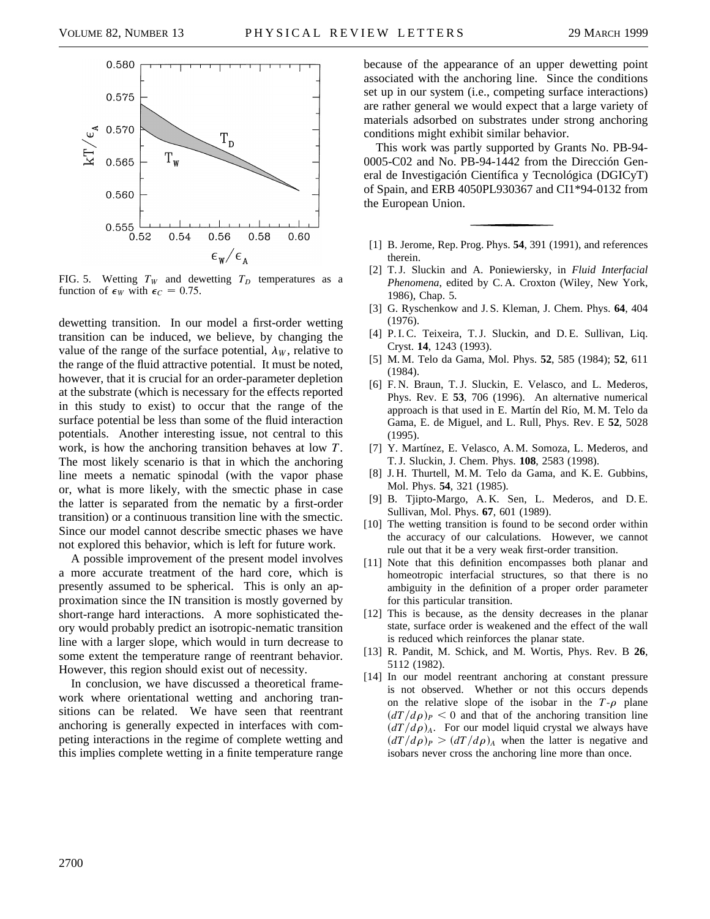0.580
0.575
0.570
0.565
0.560
0.555
0.52 0.54 0.56 0.58 0.60
$kT/\epsilon_A$
$\epsilon_W/\epsilon_A$
$T_D$
$T_W$

FIG. 5. Wetting $T_W$ and dewetting $T_D$ temperatures as a function of $\epsilon_W$ with $\epsilon_C = 0.75$.

dewetting transition. In our model a first-order wetting transition can be induced, we believe, by changing the value of the range of the surface potential, $\lambda_W$, relative to the range of the fluid attractive potential. It must be noted, however, that it is crucial for an order-parameter depletion at the substrate (which is necessary for the effects reported in this study to exist) to occur that the range of the surface potential be less than some of the fluid interaction potentials. Another interesting issue, not central to this work, is how the anchoring transition behaves at low $T$. The most likely scenario is that in which the anchoring line meets a nematic spinodal (with the vapor phase or, what is more likely, with the smectic phase in case the latter is separated from the nematic by a first-order transition) or a continuous transition line with the smectic. Since our model cannot describe smectic phases we have not explored this behavior, which is left for future work.

A possible improvement of the present model involves a more accurate treatment of the hard core, which is presently assumed to be spherical. This is only an approximation since the IN transition is mostly governed by short-range hard interactions. A more sophisticated theory would probably predict an isotropic-nematic transition line with a larger slope, which would in turn decrease to some extent the temperature range of reentrant behavior. However, this region should exist out of necessity.

In conclusion, we have discussed a theoretical framework where orientational wetting and anchoring transitions can be related. We have seen that reentrant anchoring is generally expected in interfaces with competing interactions in the regime of complete wetting and this implies complete wetting in a finite temperature range because of the appearance of an upper dewetting point associated with the anchoring line. Since the conditions set up in our system (i.e., competing surface interactions) are rather general we would expect that a large variety of materials adsorbed on substrates under strong anchoring conditions might exhibit similar behavior.

This work was partly supported by Grants No. PB-94-0005-C02 and No. PB-94-1442 from the Dirección General de Investigación Científica y Tecnológica (DGICyT) of Spain, and ERB 4050PL930367 and CI1*94-0132 from the European Union.

[1] B. Jerome, Rep. Prog. Phys. **54**, 391 (1991), and references therein.

[2] T.J. Sluckin and A. Poniewiersky, in *Fluid Interfacial Phenomena*, edited by C.A. Croxton (Wiley, New York, 1986), Chap. 5.

[3] G. Ryschenkow and J.S. Kleman, J. Chem. Phys. **64**, 404 (1976).

[4] P.I.C. Teixeira, T.J. Sluckin, and D.E. Sullivan, Liq. Cryst. **14**, 1243 (1993).

[5] M.M. Telo da Gama, Mol. Phys. **52**, 585 (1984); **52**, 611 (1984).

[6] F.N. Braun, T.J. Sluckin, E. Velasco, and L. Mederos, Phys. Rev. E **53**, 706 (1996). An alternative numerical approach is that used in E. Martín del Río, M.M. Telo da Gama, E. de Miguel, and L. Rull, Phys. Rev. E **52**, 5028 (1995).

[7] Y. Martínez, E. Velasco, A.M. Somoza, L. Mederos, and T.J. Sluckin, J. Chem. Phys. **108**, 2583 (1998).

[8] J.H. Thurtell, M.M. Telo da Gama, and K.E. Gubbins, Mol. Phys. **54**, 321 (1985).

[9] B. Tjipto-Margo, A.K. Sen, L. Mederos, and D.E. Sullivan, Mol. Phys. **67**, 601 (1989).

[10] The wetting transition is found to be second order within the accuracy of our calculations. However, we cannot rule out that it be a very weak first-order transition.

[11] Note that this definition encompasses both planar and homeotropic interfacial structures, so that there is no ambiguity in the definition of a proper order parameter for this particular transition.

[12] This is because, as the density decreases in the planar state, surface order is weakened and the effect of the wall is reduced which reinforces the planar state.

[13] R. Pandit, M. Schick, and M. Wortis, Phys. Rev. B **26**, 5112 (1982).

[14] In our model reentrant anchoring at constant pressure is not observed. Whether or not this occurs depends on the relative slope of the isobar in the $T$-$\rho$ plane $(dT/d\rho)_P < 0$ and that of the anchoring transition line $(dT/d\rho)_A$. For our model liquid crystal we always have $(dT/d\rho)_P > (dT/d\rho)_A$ when the latter is negative and isobars never cross the anchoring line more than once.